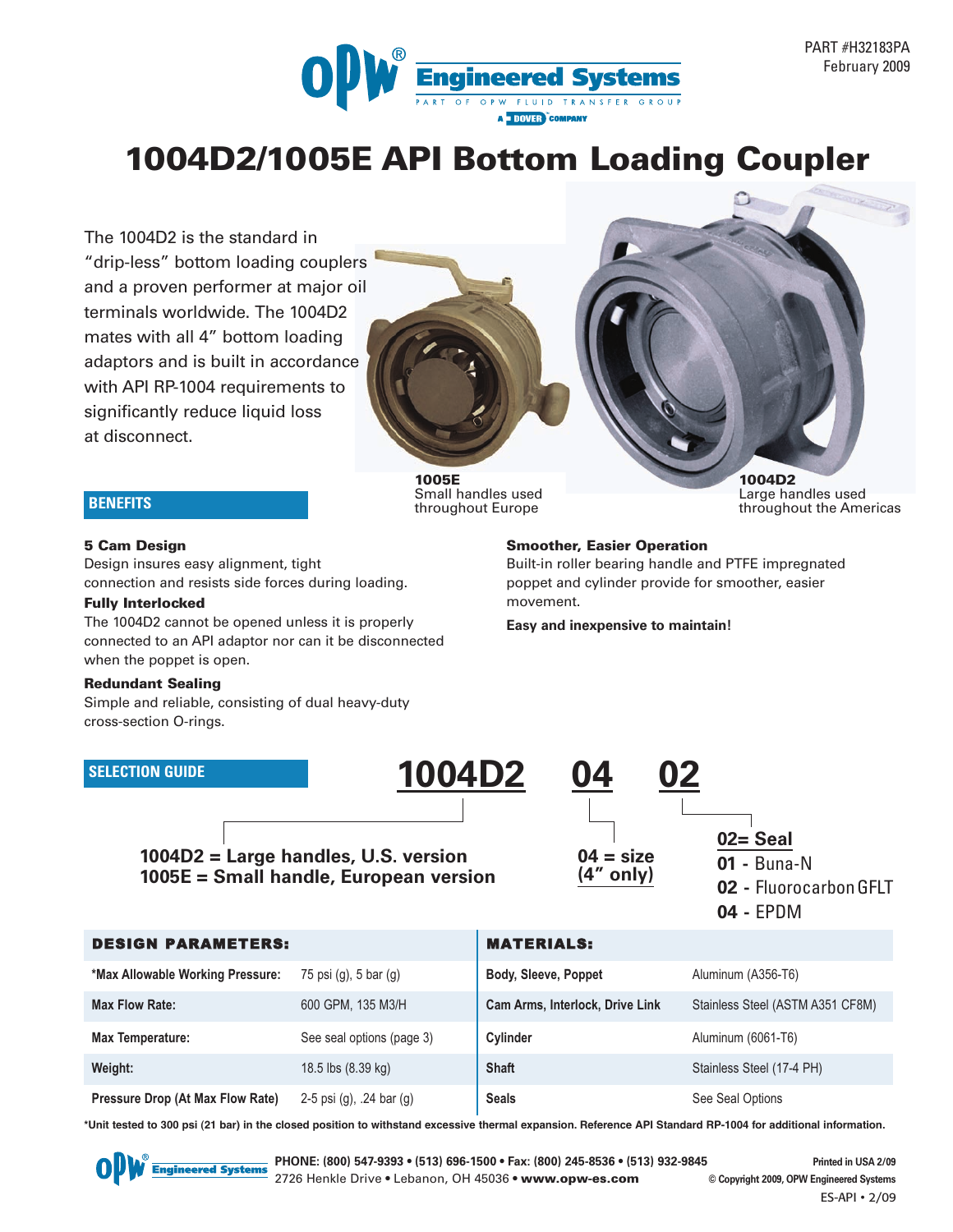PART #H32183PA
February 2009

# 1004D2/1005E API Bottom Loading Coupler

The 1004D2 is the standard in "drip-less" bottom loading couplers and a proven performer at major oil terminals worldwide. The 1004D2 mates with all 4" bottom loading adaptors and is built in accordance with API RP-1004 requirements to significantly reduce liquid loss at disconnect.

**1005E**
Small handles used throughout Europe

**1004D2**
Large handles used throughout the Americas

## BENEFITS

**5 Cam Design**
Design insures easy alignment, tight connection and resists side forces during loading.

**Fully Interlocked**
The 1004D2 cannot be opened unless it is properly connected to an API adaptor nor can it be disconnected when the poppet is open.

**Redundant Sealing**
Simple and reliable, consisting of dual heavy-duty cross-section O-rings.

**Smoother, Easier Operation**
Built-in roller bearing handle and PTFE impregnated poppet and cylinder provide for smoother, easier movement.

**Easy and inexpensive to maintain!**

## SELECTION GUIDE

**1004D2 04 02**

**1004D2 = Large handles, U.S. version**
**1005E = Small handle, European version**

**04 = size (4" only)**

**02= Seal**
- **01** - Buna-N
- **02** - Fluorocarbon GFLT
- **04** - EPDM

| DESIGN PARAMETERS: | | MATERIALS: | |
|---|---|---|---|
| *Max Allowable Working Pressure: | 75 psi (g), 5 bar (g) | Body, Sleeve, Poppet | Aluminum (A356-T6) |
| Max Flow Rate: | 600 GPM, 135 M3/H | Cam Arms, Interlock, Drive Link | Stainless Steel (ASTM A351 CF8M) |
| Max Temperature: | See seal options (page 3) | Cylinder | Aluminum (6061-T6) |
| Weight: | 18.5 lbs (8.39 kg) | Shaft | Stainless Steel (17-4 PH) |
| Pressure Drop (At Max Flow Rate) | 2-5 psi (g), .24 bar (g) | Seals | See Seal Options |

*Unit tested to 300 psi (21 bar) in the closed position to withstand excessive thermal expansion. Reference API Standard RP-1004 for additional information.

PHONE: (800) 547-9393 • (513) 696-1500 • Fax: (800) 245-8536 • (513) 932-9845
2726 Henkle Drive • Lebanon, OH 45036 • www.opw-es.com

Printed in USA 2/09
© Copyright 2009, OPW Engineered Systems
ES-API • 2/09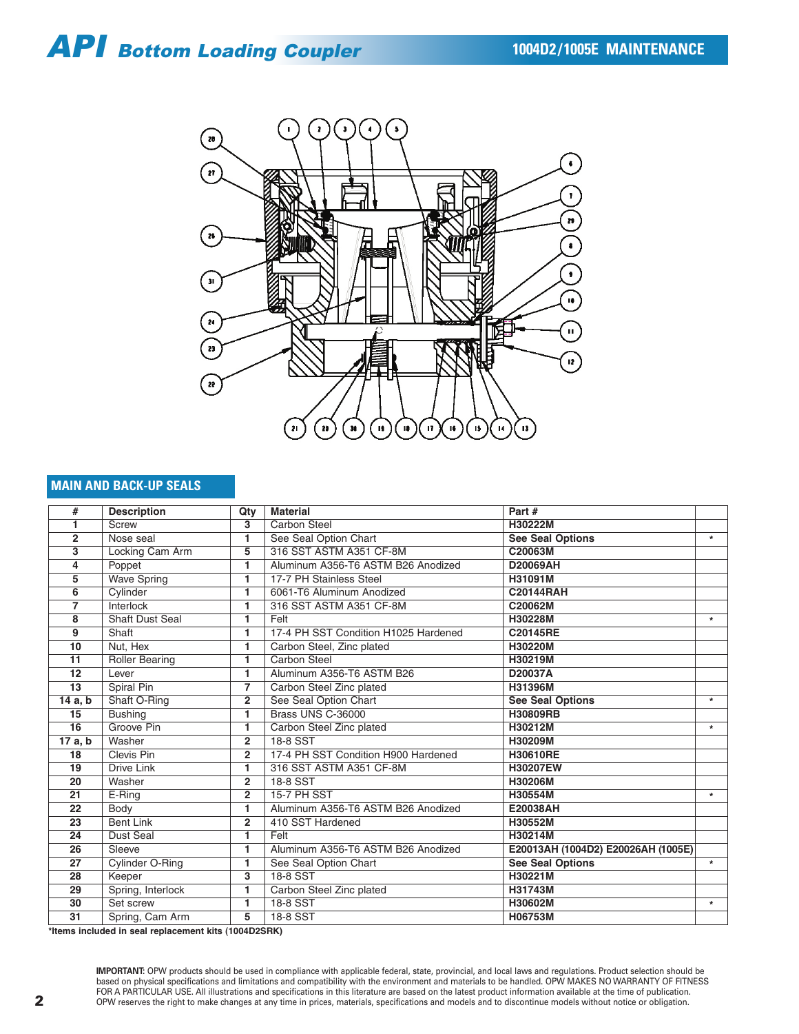## MAIN AND BACK-UP SEALS

| # | Description | Qty | Material | Part # | |
|---|---|---|---|---|---|
| 1 | Screw | 3 | Carbon Steel | H30222M | |
| 2 | Nose seal | 1 | See Seal Option Chart | See Seal Options | * |
| 3 | Locking Cam Arm | 5 | 316 SST ASTM A351 CF-8M | C20063M | |
| 4 | Poppet | 1 | Aluminum A356-T6 ASTM B26 Anodized | D20069AH | |
| 5 | Wave Spring | 1 | 17-7 PH Stainless Steel | H31091M | |
| 6 | Cylinder | 1 | 6061-T6 Aluminum Anodized | C20144RAH | |
| 7 | Interlock | 1 | 316 SST ASTM A351 CF-8M | C20062M | |
| 8 | Shaft Dust Seal | 1 | Felt | H30228M | * |
| 9 | Shaft | 1 | 17-4 PH SST Condition H1025 Hardened | C20145RE | |
| 10 | Nut, Hex | 1 | Carbon Steel, Zinc plated | H30220M | |
| 11 | Roller Bearing | 1 | Carbon Steel | H30219M | |
| 12 | Lever | 1 | Aluminum A356-T6 ASTM B26 | D20037A | |
| 13 | Spiral Pin | 7 | Carbon Steel Zinc plated | H31396M | |
| 14 a, b | Shaft O-Ring | 2 | See Seal Option Chart | See Seal Options | * |
| 15 | Bushing | 1 | Brass UNS C-36000 | H30809RB | |
| 16 | Groove Pin | 1 | Carbon Steel Zinc plated | H30212M | * |
| 17 a, b | Washer | 2 | 18-8 SST | H30209M | |
| 18 | Clevis Pin | 2 | 17-4 PH SST Condition H900 Hardened | H30610RE | |
| 19 | Drive Link | 1 | 316 SST ASTM A351 CF-8M | H30207EW | |
| 20 | Washer | 2 | 18-8 SST | H30206M | |
| 21 | E-Ring | 2 | 15-7 PH SST | H30554M | * |
| 22 | Body | 1 | Aluminum A356-T6 ASTM B26 Anodized | E20038AH | |
| 23 | Bent Link | 2 | 410 SST Hardened | H30552M | |
| 24 | Dust Seal | 1 | Felt | H30214M | |
| 26 | Sleeve | 1 | Aluminum A356-T6 ASTM B26 Anodized | E20013AH (1004D2) E20026AH (1005E) | |
| 27 | Cylinder O-Ring | 1 | See Seal Option Chart | See Seal Options | * |
| 28 | Keeper | 3 | 18-8 SST | H30221M | |
| 29 | Spring, Interlock | 1 | Carbon Steel Zinc plated | H31743M | |
| 30 | Set screw | 1 | 18-8 SST | H30602M | * |
| 31 | Spring, Cam Arm | 5 | 18-8 SST | H06753M | |

**\*Items included in seal replacement kits (1004D2SRK)**

**IMPORTANT:** OPW products should be used in compliance with applicable federal, state, provincial, and local laws and regulations. Product selection should be based on physical specifications and limitations and compatibility with the environment and materials to be handled. OPW MAKES NO WARRANTY OF FITNESS FOR A PARTICULAR USE. All illustrations and specifications in this literature are based on the latest product information available at the time of publication. OPW reserves the right to make changes at any time in prices, materials, specifications and models and to discontinue models without notice or obligation.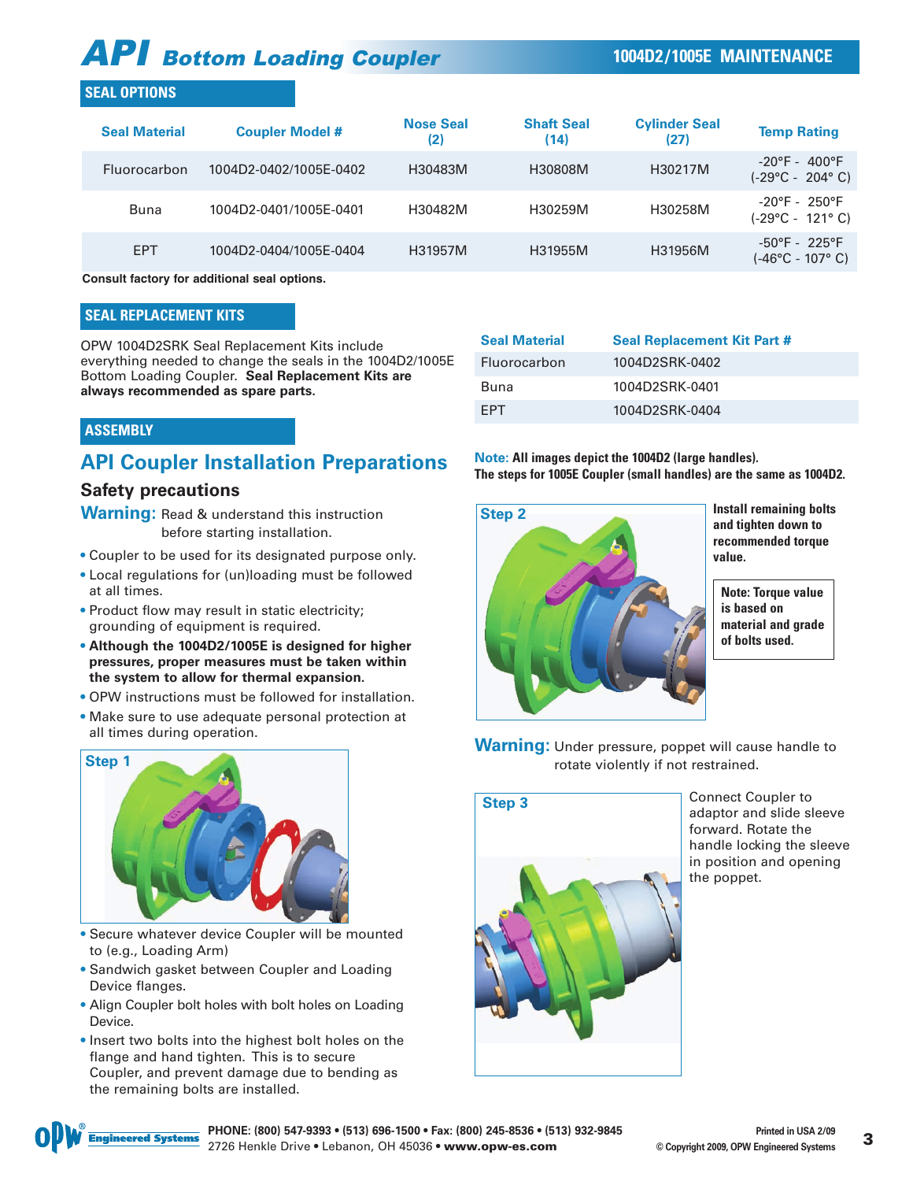# API Bottom Loading Coupler

## 1004D2/1005E MAINTENANCE

### SEAL OPTIONS

| Seal Material | Coupler Model # | Nose Seal (2) | Shaft Seal (14) | Cylinder Seal (27) | Temp Rating |
|---|---|---|---|---|---|
| Fluorocarbon | 1004D2-0402/1005E-0402 | H30483M | H30808M | H30217M | -20°F - 400°F (-29°C - 204° C) |
| Buna | 1004D2-0401/1005E-0401 | H30482M | H30259M | H30258M | -20°F - 250°F (-29°C - 121° C) |
| EPT | 1004D2-0404/1005E-0404 | H31957M | H31955M | H31956M | -50°F - 225°F (-46°C - 107° C) |

**Consult factory for additional seal options.**

### SEAL REPLACEMENT KITS

OPW 1004D2SRK Seal Replacement Kits include everything needed to change the seals in the 1004D2/1005E Bottom Loading Coupler. **Seal Replacement Kits are always recommended as spare parts.**

| Seal Material | Seal Replacement Kit Part # |
|---|---|
| Fluorocarbon | 1004D2SRK-0402 |
| Buna | 1004D2SRK-0401 |
| EPT | 1004D2SRK-0404 |

### ASSEMBLY

## API Coupler Installation Preparations

### Safety precautions

**Warning:** Read & understand this instruction before starting installation.

- Coupler to be used for its designated purpose only.
- Local regulations for (un)loading must be followed at all times.
- Product flow may result in static electricity; grounding of equipment is required.
- **Although the 1004D2/1005E is designed for higher pressures, proper measures must be taken within the system to allow for thermal expansion.**
- OPW instructions must be followed for installation.
- Make sure to use adequate personal protection at all times during operation.

**Note: All images depict the 1004D2 (large handles). The steps for 1005E Coupler (small handles) are the same as 1004D2.**

**Step 1**

- Secure whatever device Coupler will be mounted to (e.g., Loading Arm)
- Sandwich gasket between Coupler and Loading Device flanges.
- Align Coupler bolt holes with bolt holes on Loading Device.
- Insert two bolts into the highest bolt holes on the flange and hand tighten. This is to secure Coupler, and prevent damage due to bending as the remaining bolts are installed.

**Step 2**

**Install remaining bolts and tighten down to recommended torque value.**

**Note: Torque value is based on material and grade of bolts used.**

**Warning:** Under pressure, poppet will cause handle to rotate violently if not restrained.

**Step 3**

Connect Coupler to adaptor and slide sleeve forward. Rotate the handle locking the sleeve in position and opening the poppet.

**PHONE: (800) 547-9393 • (513) 696-1500 • Fax: (800) 245-8536 • (513) 932-9845**
2726 Henkle Drive • Lebanon, OH 45036 • **www.opw-es.com**

Printed in USA 2/09
© Copyright 2009, OPW Engineered Systems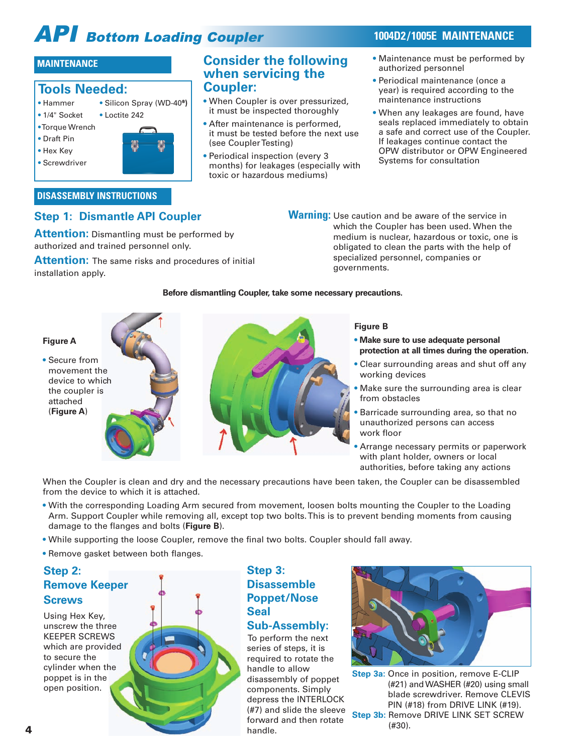# API Bottom Loading Coupler

## 1004D2/1005E MAINTENANCE

## MAINTENANCE

### Tools Needed:

- Hammer
- 1/4" Socket
- Torque Wrench
- Draft Pin
- Hex Key
- Screwdriver
- Silicon Spray (WD-40®)
- Loctite 242

### Consider the following when servicing the Coupler:

- When Coupler is over pressurized, it must be inspected thoroughly
- After maintenance is performed, it must be tested before the next use (see Coupler Testing)
- Periodical inspection (every 3 months) for leakages (especially with toxic or hazardous mediums)
- Maintenance must be performed by authorized personnel
- Periodical maintenance (once a year) is required according to the maintenance instructions
- When any leakages are found, have seals replaced immediately to obtain a safe and correct use of the Coupler. If leakages continue contact the OPW distributor or OPW Engineered Systems for consultation

## DISASSEMBLY INSTRUCTIONS

### Step 1: Dismantle API Coupler

**Attention:** Dismantling must be performed by authorized and trained personnel only.

**Attention:** The same risks and procedures of initial installation apply.

**Warning:** Use caution and be aware of the service in which the Coupler has been used. When the medium is nuclear, hazardous or toxic, one is obligated to clean the parts with the help of specialized personnel, companies or governments.

**Before dismantling Coupler, take some necessary precautions.**

**Figure A**

- Secure from movement the device to which the coupler is attached (**Figure A**)

**Figure B**

- **Make sure to use adequate personal protection at all times during the operation.**
- Clear surrounding areas and shut off any working devices
- Make sure the surrounding area is clear from obstacles
- Barricade surrounding area, so that no unauthorized persons can access work floor
- Arrange necessary permits or paperwork with plant holder, owners or local authorities, before taking any actions

When the Coupler is clean and dry and the necessary precautions have been taken, the Coupler can be disassembled from the device to which it is attached.

- With the corresponding Loading Arm secured from movement, loosen bolts mounting the Coupler to the Loading Arm. Support Coupler while removing all, except top two bolts. This is to prevent bending moments from causing damage to the flanges and bolts (**Figure B**).
- While supporting the loose Coupler, remove the final two bolts. Coupler should fall away.
- Remove gasket between both flanges.

### Step 2: Remove Keeper Screws

Using Hex Key, unscrew the three KEEPER SCREWS which are provided to secure the cylinder when the poppet is in the open position.

### Step 3: Disassemble Poppet/Nose Seal Sub-Assembly:

To perform the next series of steps, it is required to rotate the handle to allow disassembly of poppet components. Simply depress the INTERLOCK (#7) and slide the sleeve forward and then rotate handle.

**Step 3a:** Once in position, remove E-CLIP (#21) and WASHER (#20) using small blade screwdriver. Remove CLEVIS PIN (#18) from DRIVE LINK (#19).

**Step 3b:** Remove DRIVE LINK SET SCREW (#30).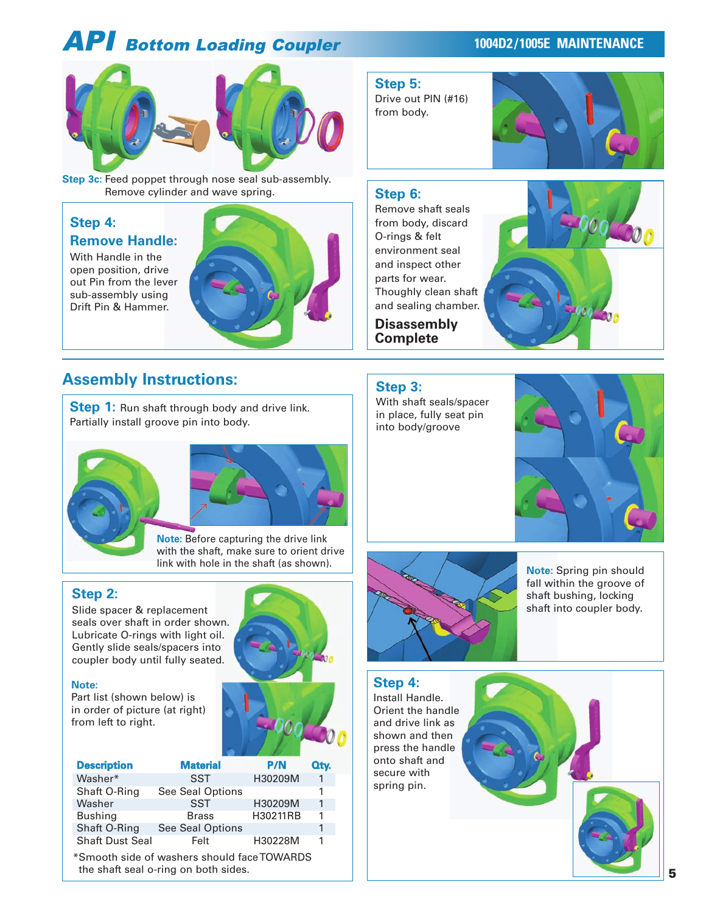# API Bottom Loading Coupler

## 1004D2/1005E MAINTENANCE

**Step 3c:** Feed poppet through nose seal sub-assembly. Remove cylinder and wave spring.

### Step 4:
### Remove Handle:

With Handle in the open position, drive out Pin from the lever sub-assembly using Drift Pin & Hammer.

### Step 5:

Drive out PIN (#16) from body.

### Step 6:

Remove shaft seals from body, discard O-rings & felt environment seal and inspect other parts for wear. Thoughly clean shaft and sealing chamber.

**Disassembly Complete**

## Assembly Instructions:

### Step 1:

Run shaft through body and drive link. Partially install groove pin into body.

**Note:** Before capturing the drive link with the shaft, make sure to orient drive link with hole in the shaft (as shown).

### Step 2:

Slide spacer & replacement seals over shaft in order shown. Lubricate O-rings with light oil. Gently slide seals/spacers into coupler body until fully seated.

**Note:**
Part list (shown below) is in order of picture (at right) from left to right.

| Description | Material | P/N | Qty. |
|---|---|---|---|
| Washer* | SST | H30209M | 1 |
| Shaft O-Ring | See Seal Options | | 1 |
| Washer | SST | H30209M | 1 |
| Bushing | Brass | H30211RB | 1 |
| Shaft O-Ring | See Seal Options | | 1 |
| Shaft Dust Seal | Felt | H30228M | 1 |

*Smooth side of washers should face TOWARDS the shaft seal o-ring on both sides.

### Step 3:

With shaft seals/spacer in place, fully seat pin into body/groove

**Note:** Spring pin should fall within the groove of shaft bushing, locking shaft into coupler body.

### Step 4:

Install Handle. Orient the handle and drive link as shown and then press the handle onto shaft and secure with spring pin.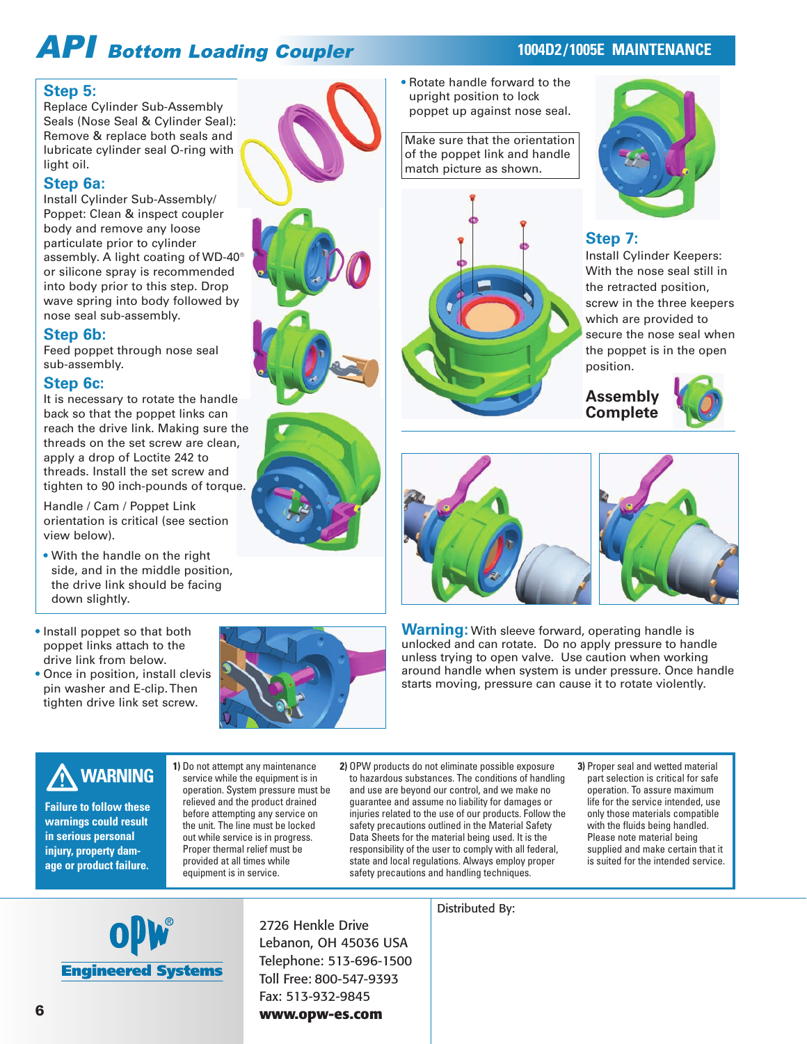# API Bottom Loading Coupler

## 1004D2/1005E MAINTENANCE

### Step 5:

Replace Cylinder Sub-Assembly Seals (Nose Seal & Cylinder Seal): Remove & replace both seals and lubricate cylinder seal O-ring with light oil.

### Step 6a:

Install Cylinder Sub-Assembly/ Poppet: Clean & inspect coupler body and remove any loose particulate prior to cylinder assembly. A light coating of WD-40® or silicone spray is recommended into body prior to this step. Drop wave spring into body followed by nose seal sub-assembly.

### Step 6b:

Feed poppet through nose seal sub-assembly.

### Step 6c:

It is necessary to rotate the handle back so that the poppet links can reach the drive link. Making sure the threads on the set screw are clean, apply a drop of Loctite 242 to threads. Install the set screw and tighten to 90 inch-pounds of torque.

Handle / Cam / Poppet Link orientation is critical (see section view below).

- With the handle on the right side, and in the middle position, the drive link should be facing down slightly.

- Install poppet so that both poppet links attach to the drive link from below.
- Once in position, install clevis pin washer and E-clip. Then tighten drive link set screw.

- Rotate handle forward to the upright position to lock poppet up against nose seal.

Make sure that the orientation of the poppet link and handle match picture as shown.

### Step 7:

Install Cylinder Keepers: With the nose seal still in the retracted position, screw in the three keepers which are provided to secure the nose seal when the poppet is in the open position.

**Assembly Complete**

**Warning:** With sleeve forward, operating handle is unlocked and can rotate. Do no apply pressure to handle unless trying to open valve. Use caution when working around handle when system is under pressure. Once handle starts moving, pressure can cause it to rotate violently.

**⚠ WARNING**

**Failure to follow these warnings could result in serious personal injury, property damage or product failure.**

**1)** Do not attempt any maintenance service while the equipment is in operation. System pressure must be relieved and the product drained before attempting any service on the unit. The line must be locked out while service is in progress. Proper thermal relief must be provided at all times while equipment is in service.

**2)** OPW products do not eliminate possible exposure to hazardous substances. The conditions of handling and use are beyond our control, and we make no guarantee and assume no liability for damages or injuries related to the use of our products. Follow the safety precautions outlined in the Material Safety Data Sheets for the material being used. It is the responsibility of the user to comply with all federal, state and local regulations. Always employ proper safety precautions and handling techniques.

**3)** Proper seal and wetted material part selection is critical for safe operation. To assure maximum life for the service intended, use only those materials compatible with the fluids being handled. Please note material being supplied and make certain that it is suited for the intended service.

OPW® Engineered Systems

2726 Henkle Drive
Lebanon, OH 45036 USA
Telephone: 513-696-1500
Toll Free: 800-547-9393
Fax: 513-932-9845
**www.opw-es.com**

Distributed By: